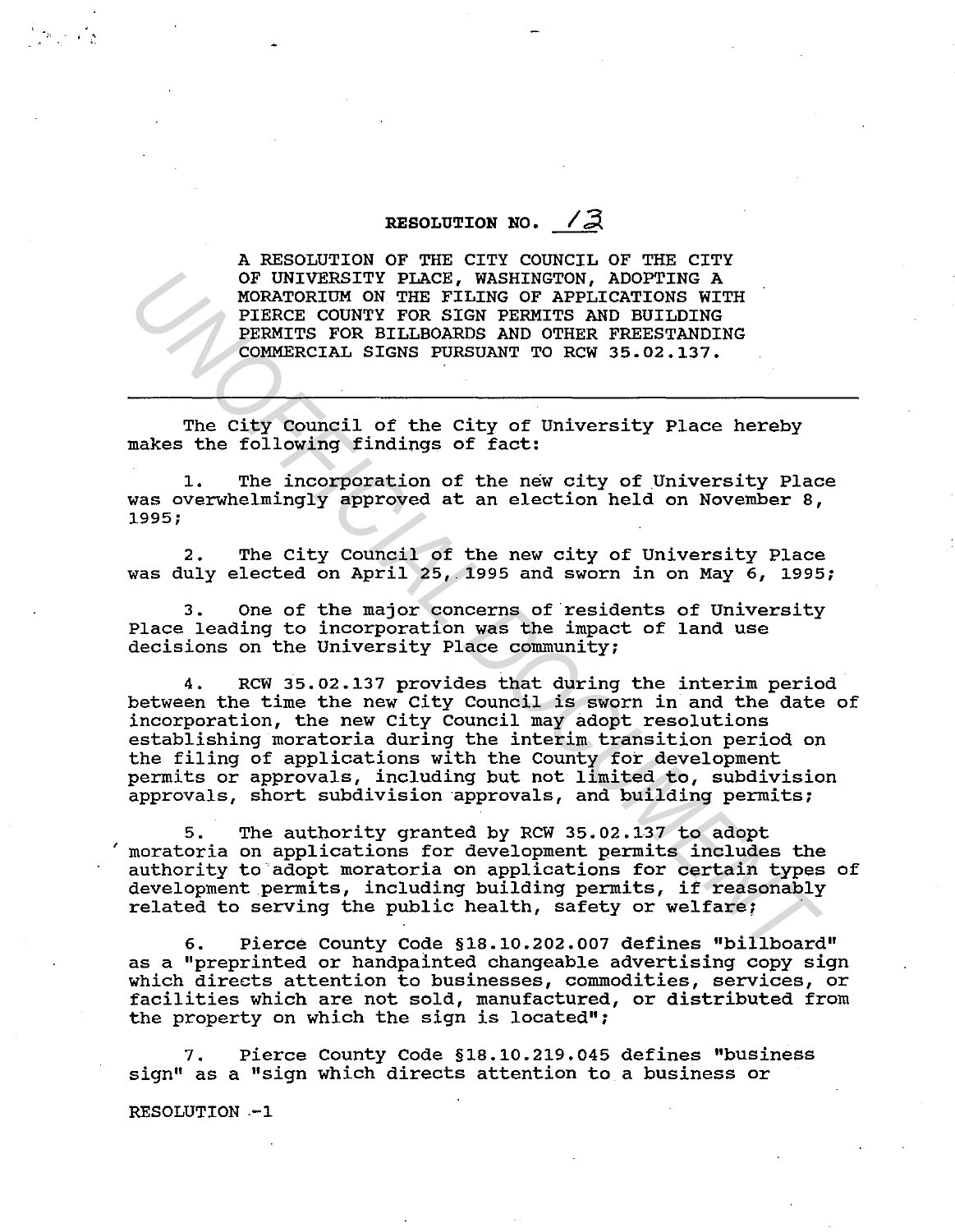# RESOLUTION NO. 13

A RESOLUTION OF THE CITY COUNCIL OF THE CITY OF UNIVERSITY PLACE, WASHINGTON, ADOPTING A MORATORIUM ON THE FILING OF APPLICATIONS WITH PIERCE COUNTY FOR SIGN PERMITS AND BUILDING PERMITS FOR BILLBOARDS AND OTHER FREESTANDING COMMERCIAL SIGNS PURSUANT TO RCW 35.02.137.

---

The City Council of the City of University Place hereby makes the following findings of fact:

1. The incorporation of the new city of University Place was overwhelmingly approved at an election held on November 8, 1995;

2. The City Council of the new city of University Place was duly elected on April 25, 1995 and sworn in on May 6, 1995;

3. One of the major concerns of residents of University Place leading to incorporation was the impact of land use decisions on the University Place community;

4. RCW 35.02.137 provides that during the interim period between the time the new City Council is sworn in and the date of incorporation, the new City Council may adopt resolutions establishing moratoria during the interim transition period on the filing of applications with the County for development permits or approvals, including but not limited to, subdivision approvals, short subdivision approvals, and building permits;

5. The authority granted by RCW 35.02.137 to adopt moratoria on applications for development permits includes the authority to adopt moratoria on applications for certain types of development permits, including building permits, if reasonably related to serving the public health, safety or welfare;

6. Pierce County Code §18.10.202.007 defines "billboard" as a "preprinted or handpainted changeable advertising copy sign which directs attention to businesses, commodities, services, or facilities which are not sold, manufactured, or distributed from the property on which the sign is located";

7. Pierce County Code §18.10.219.045 defines "business sign" as a "sign which directs attention to a business or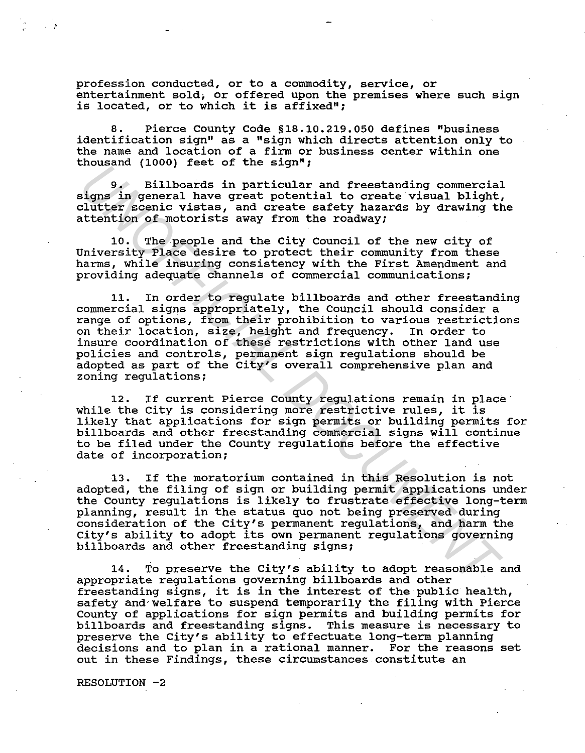profession conducted, or to a commodity, service, or entertainment sold, or offered upon the premises where such sign is located, or to which it is affixed";

8. Pierce County Code §18.10.219.050 defines "business identification sign" as a "sign which directs attention only to the name and location of a firm or business center within one thousand (1000) feet of the sign";

9. Billboards in particular and freestanding commercial signs in general have great potential to create visual blight, clutter scenic vistas, and create safety hazards by drawing the attention of motorists away from the roadway;

10. The people and the City Council of the new city of University Place desire to protect their community from these harms, while insuring consistency with the First Amendment and providing adequate channels of commercial communications;

11. In order to regulate billboards and other freestanding commercial signs appropriately, the Council should consider a range of options, from their prohibition to various restrictions on their location, size, height and frequency. In order to insure coordination of these restrictions with other land use policies and controls, permanent sign regulations should be adopted as part of the City's overall comprehensive plan and zoning regulations;

12. If current Pierce County regulations remain in place while the City is considering more restrictive rules, it is likely that applications for sign permits or building permits for billboards and other freestanding commercial signs will continue to be filed under the County regulations before the effective date of incorporation;

13. If the moratorium contained in this Resolution is not adopted, the filing of sign or building permit applications under the County regulations is likely to frustrate effective long-term planning, result in the status quo not being preserved during consideration of the City's permanent regulations, and harm the City's ability to adopt its own permanent regulations governing billboards and other freestanding signs;

14. To preserve the City's ability to adopt reasonable and appropriate regulations governing billboards and other freestanding signs, it is in the interest of the public health, safety and welfare to suspend temporarily the filing with Pierce County of applications for sign permits and building permits for billboards and freestanding signs. This measure is necessary to preserve the City's ability to effectuate long-term planning decisions and to plan in a rational manner. For the reasons set out in these Findings, these circumstances constitute an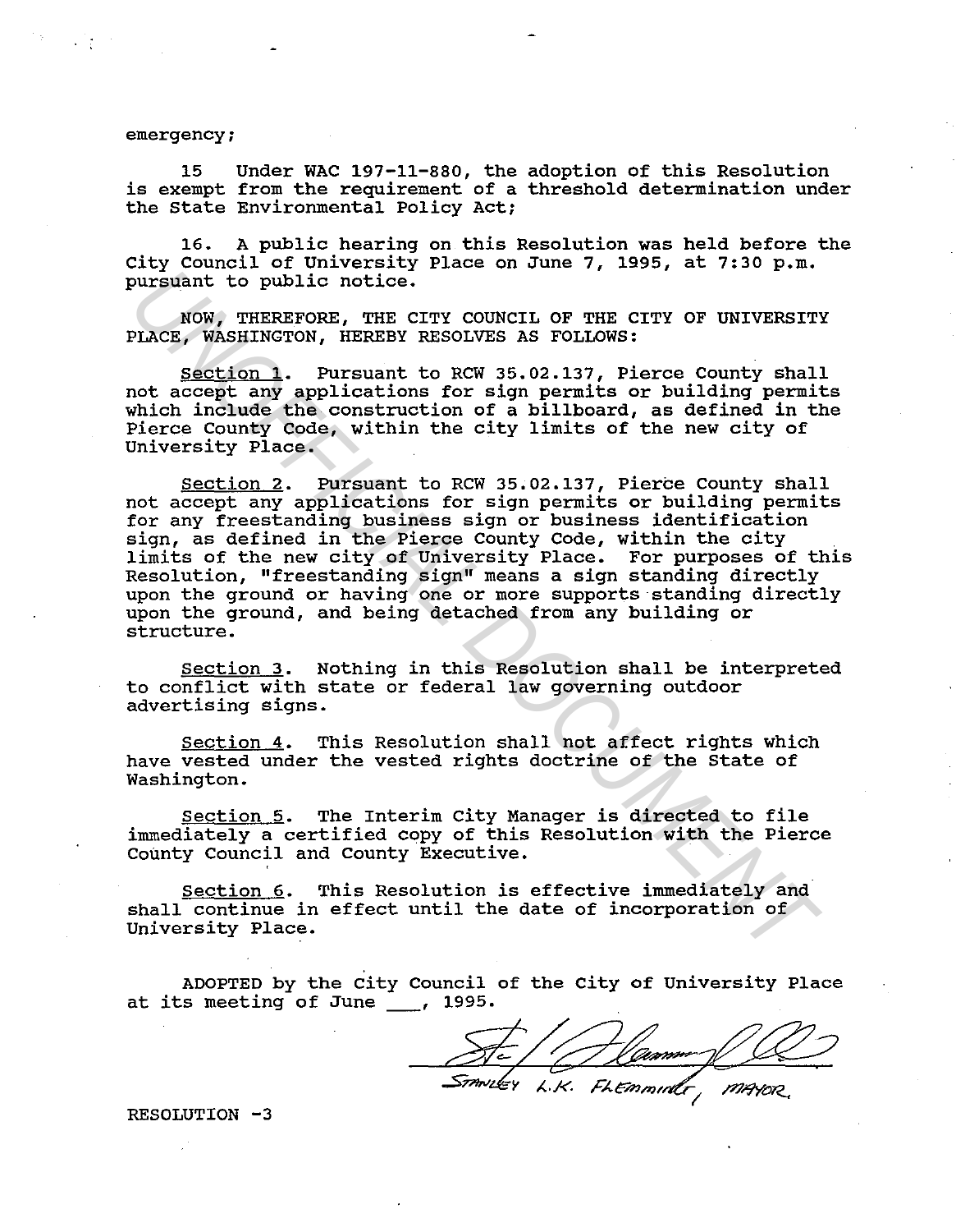emergency;

15 Under WAC 197-11-880, the adoption of this Resolution is exempt from the requirement of a threshold determination under the State Environmental Policy Act;

16. A public hearing on this Resolution was held before the City Council of University Place on June 7, 1995, at 7:30 p.m. pursuant to public notice.

NOW, THEREFORE, THE CITY COUNCIL OF THE CITY OF UNIVERSITY PLACE, WASHINGTON, HEREBY RESOLVES AS FOLLOWS:

Section 1. Pursuant to RCW 35.02.137, Pierce County shall not accept any applications for sign permits or building permits which include the construction of a billboard, as defined in the Pierce County Code, within the city limits of the new city of University Place.

Section 2. Pursuant to RCW 35.02.137, Pierce County shall not accept any applications for sign permits or building permits for any freestanding business sign or business identification sign, as defined in the Pierce County Code, within the city limits of the new city of University Place. For purposes of this Resolution, "freestanding sign" means a sign standing directly upon the ground or having one or more supports standing directly upon the ground, and being detached from any building or structure.

Section 3. Nothing in this Resolution shall be interpreted to conflict with state or federal law governing outdoor advertising signs.

Section 4. This Resolution shall not affect rights which have vested under the vested rights doctrine of the State of Washington.

Section 5. The Interim City Manager is directed to file immediately a certified copy of this Resolution with the Pierce County Council and County Executive.

Section 6. This Resolution is effective immediately and shall continue in effect until the date of incorporation of University Place.

ADOPTED by the City Council of the City of University Place at its meeting of June ___, 1995.

STANLEY L.K. FLEMMING, MAYOR

RESOLUTION -3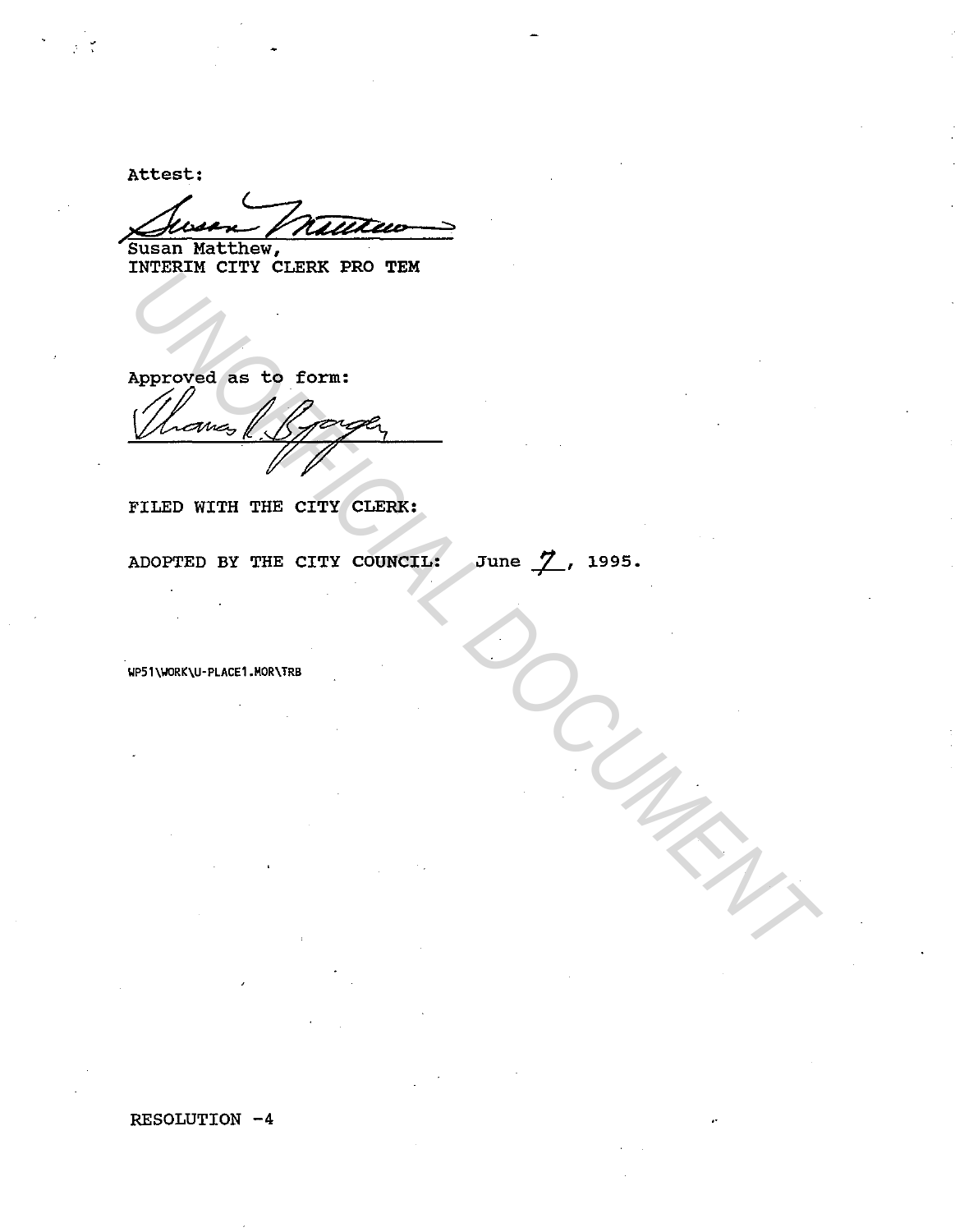Attest:

Susan Matthew,
INTERIM CITY CLERK PRO TEM

Approved as to form:

FILED WITH THE CITY CLERK:

ADOPTED BY THE CITY COUNCIL: June 7, 1995.

WP51\WORK\U-PLACE1.MOR\TRB

RESOLUTION -4